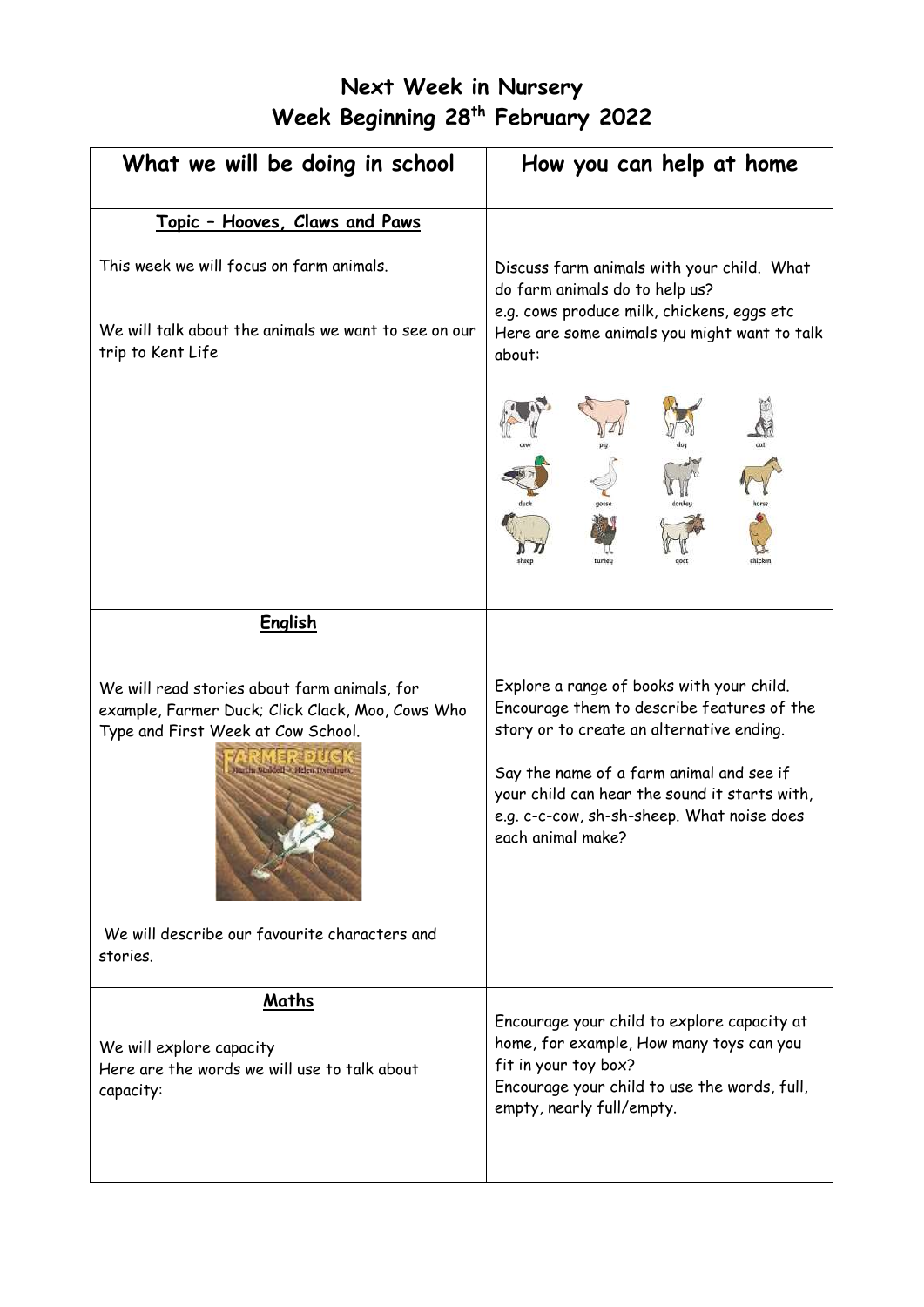# Next Week in Nursery
## Week Beginning 28th February 2022

| What we will be doing in school | How you can help at home |
|---|---|
| **Topic – Hooves, Claws and Paws**<br><br>This week we will focus on farm animals.<br><br>We will talk about the animals we want to see on our trip to Kent Life | Discuss farm animals with your child. What do farm animals do to help us?<br>e.g. cows produce milk, chickens, eggs etc<br>Here are some animals you might want to talk about:<br><br>cow, pig, dog, cat, duck, goose, donkey, horse, sheep, turkey, goat, chicken |
| **English**<br><br>We will read stories about farm animals, for example, Farmer Duck; Click Clack, Moo, Cows Who Type and First Week at Cow School.<br><br>We will describe our favourite characters and stories. | Explore a range of books with your child. Encourage them to describe features of the story or to create an alternative ending.<br><br>Say the name of a farm animal and see if your child can hear the sound it starts with, e.g. c-c-cow, sh-sh-sheep. What noise does each animal make? |
| **Maths**<br><br>We will explore capacity<br>Here are the words we will use to talk about capacity: | Encourage your child to explore capacity at home, for example, How many toys can you fit in your toy box?<br>Encourage your child to use the words, full, empty, nearly full/empty. |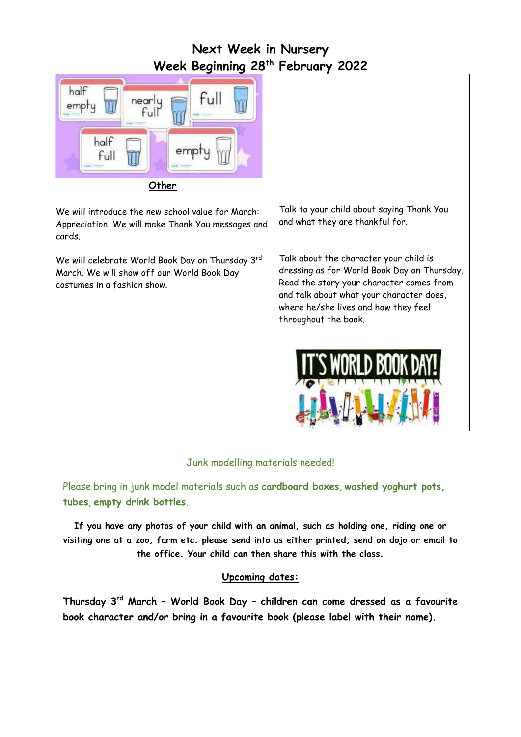# Next Week in Nursery

## Week Beginning 28th February 2022

| | |
|---|---|
| half empty / nearly full / full / half full / empty | |
| **Other**<br><br>We will introduce the new school value for March: Appreciation. We will make Thank You messages and cards.<br><br>We will celebrate World Book Day on Thursday 3rd March. We will show off our World Book Day costumes in a fashion show. | Talk to your child about saying Thank You and what they are thankful for.<br><br>Talk about the character your child is dressing as for World Book Day on Thursday. Read the story your character comes from and talk about what your character does, where he/she lives and how they feel throughout the book.<br><br>IT'S WORLD BOOK DAY! |

Junk modelling materials needed!

Please bring in junk model materials such as **cardboard boxes**, **washed yoghurt pots, tubes**, **empty drink bottles**.

**If you have any photos of your child with an animal, such as holding one, riding one or visiting one at a zoo, farm etc. please send into us either printed, send on dojo or email to the office. Your child can then share this with the class.**

**Upcoming dates:**

**Thursday 3rd March – World Book Day – children can come dressed as a favourite book character and/or bring in a favourite book (please label with their name).**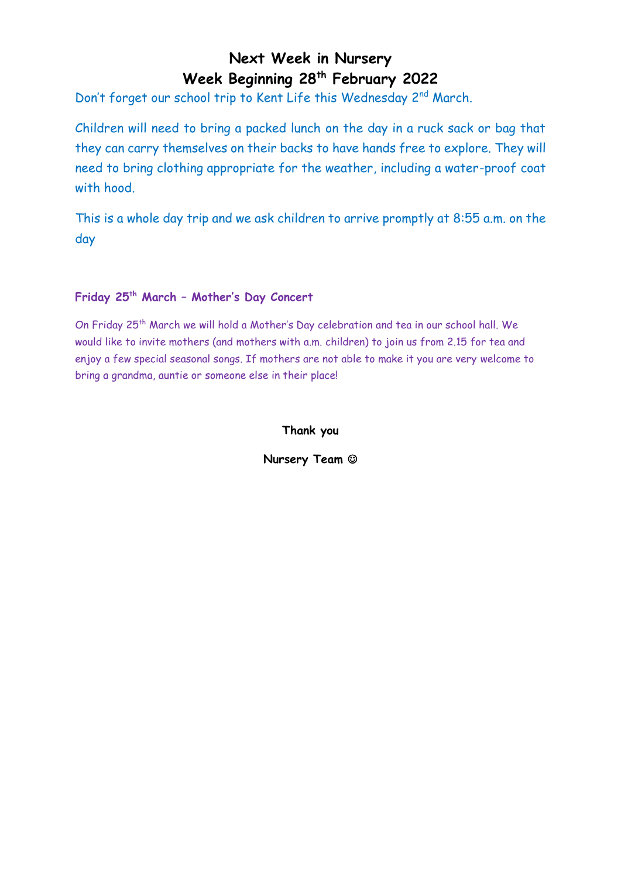# Next Week in Nursery
# Week Beginning 28th February 2022

Don't forget our school trip to Kent Life this Wednesday 2nd March.

Children will need to bring a packed lunch on the day in a ruck sack or bag that they can carry themselves on their backs to have hands free to explore. They will need to bring clothing appropriate for the weather, including a water-proof coat with hood.

This is a whole day trip and we ask children to arrive promptly at 8:55 a.m. on the day

### Friday 25th March – Mother's Day Concert

On Friday 25th March we will hold a Mother's Day celebration and tea in our school hall. We would like to invite mothers (and mothers with a.m. children) to join us from 2.15 for tea and enjoy a few special seasonal songs. If mothers are not able to make it you are very welcome to bring a grandma, auntie or someone else in their place!

**Thank you**

**Nursery Team ☺**